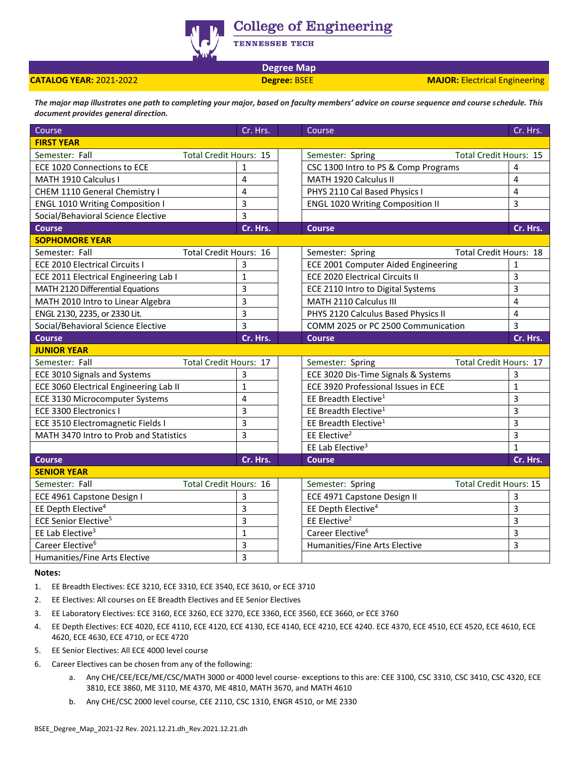# College of Engineering

TENNESSEE TECH

## Degree Map

**CATALOG YEAR:** 2021-2022 **Degree:** BSEE **MAJOR:** Electrical Engineering

***The major map illustrates one path to completing your major, based on faculty members' advice on course sequence and course schedule. This document provides general direction.***

| Course | Cr. Hrs. | | Course | Cr. Hrs. |
|---|---|---|---|---|
| **FIRST YEAR** | | | | |
| Semester: Fall — Total Credit Hours: 15 | | | Semester: Spring — Total Credit Hours: 15 | |
| ECE 1020 Connections to ECE | 1 | | CSC 1300 Intro to PS & Comp Programs | 4 |
| MATH 1910 Calculus I | 4 | | MATH 1920 Calculus II | 4 |
| CHEM 1110 General Chemistry I | 4 | | PHYS 2110 Cal Based Physics I | 4 |
| ENGL 1010 Writing Composition I | 3 | | ENGL 1020 Writing Composition II | 3 |
| Social/Behavioral Science Elective | 3 | | | |
| **Course** | **Cr. Hrs.** | | **Course** | **Cr. Hrs.** |
| **SOPHOMORE YEAR** | | | | |
| Semester: Fall — Total Credit Hours: 16 | | | Semester: Spring — Total Credit Hours: 18 | |
| ECE 2010 Electrical Circuits I | 3 | | ECE 2001 Computer Aided Engineering | 1 |
| ECE 2011 Electrical Engineering Lab I | 1 | | ECE 2020 Electrical Circuits II | 3 |
| MATH 2120 Differential Equations | 3 | | ECE 2110 Intro to Digital Systems | 3 |
| MATH 2010 Intro to Linear Algebra | 3 | | MATH 2110 Calculus III | 4 |
| ENGL 2130, 2235, or 2330 Lit. | 3 | | PHYS 2120 Calculus Based Physics II | 4 |
| Social/Behavioral Science Elective | 3 | | COMM 2025 or PC 2500 Communication | 3 |
| **Course** | **Cr. Hrs.** | | **Course** | **Cr. Hrs.** |
| **JUNIOR YEAR** | | | | |
| Semester: Fall — Total Credit Hours: 17 | | | Semester: Spring — Total Credit Hours: 17 | |
| ECE 3010 Signals and Systems | 3 | | ECE 3020 Dis-Time Signals & Systems | 3 |
| ECE 3060 Electrical Engineering Lab II | 1 | | ECE 3920 Professional Issues in ECE | 1 |
| ECE 3130 Microcomputer Systems | 4 | | EE Breadth Elective[1] | 3 |
| ECE 3300 Electronics I | 3 | | EE Breadth Elective[1] | 3 |
| ECE 3510 Electromagnetic Fields I | 3 | | EE Breadth Elective[1] | 3 |
| MATH 3470 Intro to Prob and Statistics | 3 | | EE Elective[2] | 3 |
| | | | EE Lab Elective[3] | 1 |
| **Course** | **Cr. Hrs.** | | **Course** | **Cr. Hrs.** |
| **SENIOR YEAR** | | | | |
| Semester: Fall — Total Credit Hours: 16 | | | Semester: Spring — Total Credit Hours: 15 | |
| ECE 4961 Capstone Design I | 3 | | ECE 4971 Capstone Design II | 3 |
| EE Depth Elective[4] | 3 | | EE Depth Elective[4] | 3 |
| ECE Senior Elective[5] | 3 | | EE Elective[2] | 3 |
| EE Lab Elective[3] | 1 | | Career Elective[6] | 3 |
| Career Elective[6] | 3 | | Humanities/Fine Arts Elective | 3 |
| Humanities/Fine Arts Elective | 3 | | | |

**Notes:**

1. EE Breadth Electives: ECE 3210, ECE 3310, ECE 3540, ECE 3610, or ECE 3710
2. EE Electives: All courses on EE Breadth Electives and EE Senior Electives
3. EE Laboratory Electives: ECE 3160, ECE 3260, ECE 3270, ECE 3360, ECE 3560, ECE 3660, or ECE 3760
4. EE Depth Electives: ECE 4020, ECE 4110, ECE 4120, ECE 4130, ECE 4140, ECE 4210, ECE 4240. ECE 4370, ECE 4510, ECE 4520, ECE 4610, ECE 4620, ECE 4630, ECE 4710, or ECE 4720
5. EE Senior Electives: All ECE 4000 level course
6. Career Electives can be chosen from any of the following:
    a. Any CHE/CEE/ECE/ME/CSC/MATH 3000 or 4000 level course- exceptions to this are: CEE 3100, CSC 3310, CSC 3410, CSC 4320, ECE 3810, ECE 3860, ME 3110, ME 4370, ME 4810, MATH 3670, and MATH 4610
    b. Any CHE/CSC 2000 level course, CEE 2110, CSC 1310, ENGR 4510, or ME 2330

BSEE_Degree_Map_2021-22 Rev. 2021.12.21.dh_Rev.2021.12.21.dh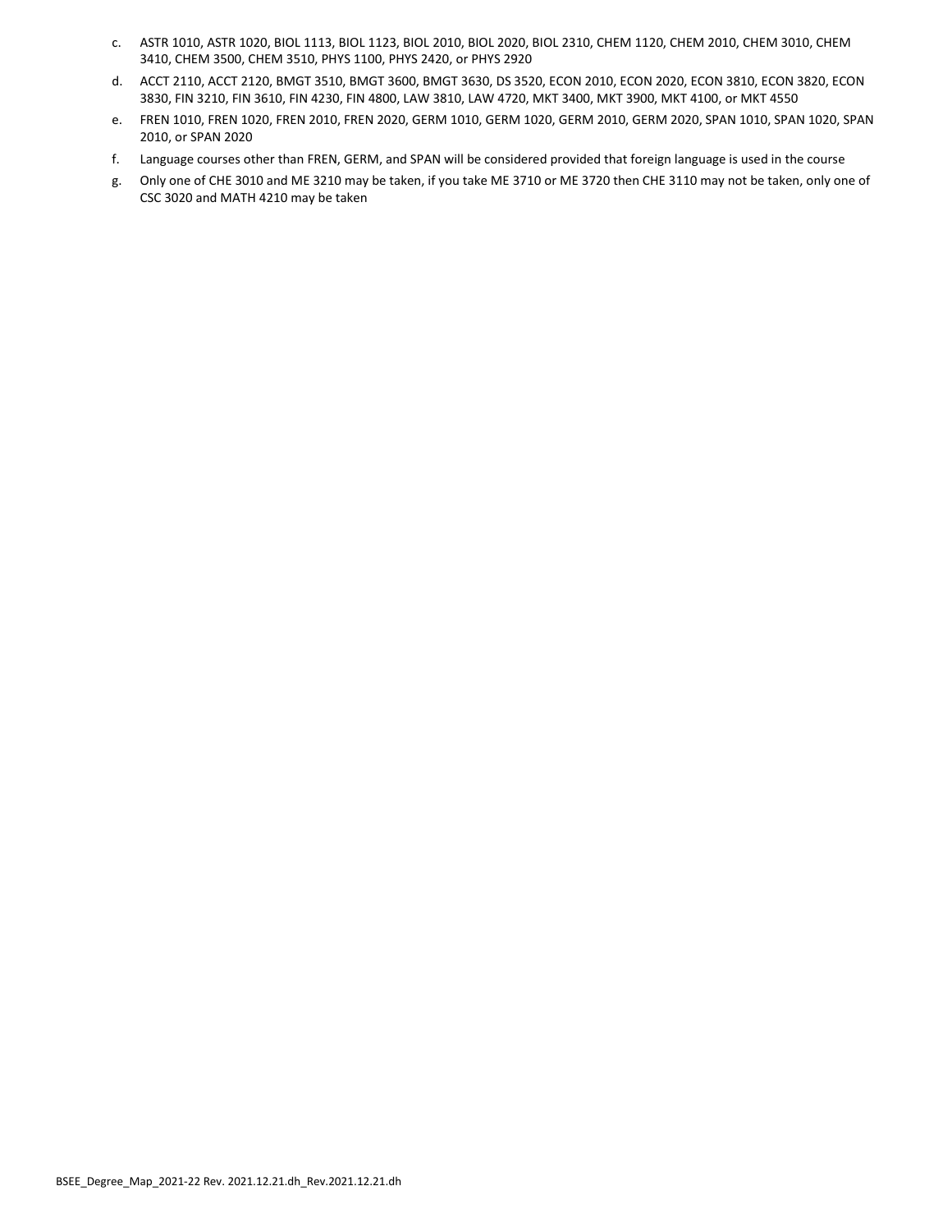c. ASTR 1010, ASTR 1020, BIOL 1113, BIOL 1123, BIOL 2010, BIOL 2020, BIOL 2310, CHEM 1120, CHEM 2010, CHEM 3010, CHEM 3410, CHEM 3500, CHEM 3510, PHYS 1100, PHYS 2420, or PHYS 2920

d. ACCT 2110, ACCT 2120, BMGT 3510, BMGT 3600, BMGT 3630, DS 3520, ECON 2010, ECON 2020, ECON 3810, ECON 3820, ECON 3830, FIN 3210, FIN 3610, FIN 4230, FIN 4800, LAW 3810, LAW 4720, MKT 3400, MKT 3900, MKT 4100, or MKT 4550

e. FREN 1010, FREN 1020, FREN 2010, FREN 2020, GERM 1010, GERM 1020, GERM 2010, GERM 2020, SPAN 1010, SPAN 1020, SPAN 2010, or SPAN 2020

f. Language courses other than FREN, GERM, and SPAN will be considered provided that foreign language is used in the course

g. Only one of CHE 3010 and ME 3210 may be taken, if you take ME 3710 or ME 3720 then CHE 3110 may not be taken, only one of CSC 3020 and MATH 4210 may be taken

BSEE_Degree_Map_2021-22 Rev. 2021.12.21.dh_Rev.2021.12.21.dh